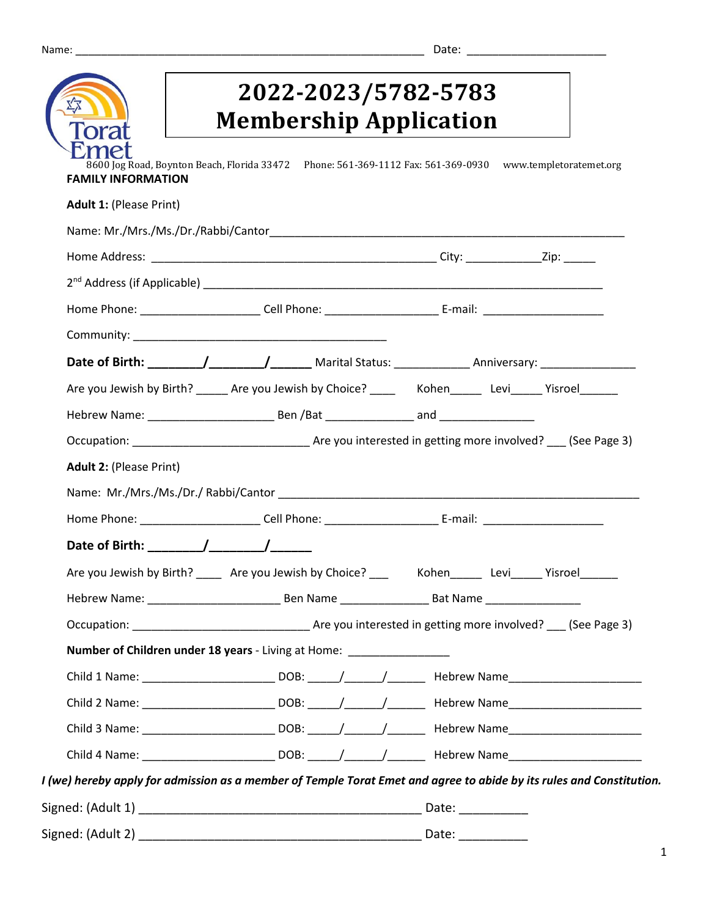Name: ___________________________________________________________ Date: ______________________

Torat Emet

# 2022-2023/5782-5783 Membership Application

8600 Jog Road, Boynton Beach, Florida 33472 Phone: 561-369-1112 Fax: 561-369-0930 www.templetoratemet.org

## FAMILY INFORMATION

**Adult 1:** (Please Print)

Name: Mr./Mrs./Ms./Dr./Rabbi/Cantor____________________________________________________________

Home Address: ________________________________________________ City: ____________Zip: _____

2nd Address (if Applicable) ________________________________________________________________

Home Phone: ___________________ Cell Phone: _________________ E-mail: ___________________

Community: __________________________________________

**Date of Birth: ________/________/______** Marital Status: ____________ Anniversary: _______________

Are you Jewish by Birth? _____ Are you Jewish by Choice? ____ Kohen_____ Levi_____ Yisroel______

Hebrew Name: ____________________ Ben /Bat ______________ and _______________

Occupation: _____________________________ Are you interested in getting more involved? ___ (See Page 3)

**Adult 2:** (Please Print)

Name: Mr./Mrs./Ms./Dr./ Rabbi/Cantor ____________________________________________________________

Home Phone: ___________________ Cell Phone: _________________ E-mail: ___________________

**Date of Birth: ________/________/______**

Are you Jewish by Birth? ____ Are you Jewish by Choice? ___ Kohen_____ Levi_____ Yisroel______

Hebrew Name: _____________________ Ben Name ______________ Bat Name _______________

Occupation: _____________________________ Are you interested in getting more involved? ___ (See Page 3)

**Number of Children under 18 years** - Living at Home: ________________

Child 1 Name: _____________________ DOB: _____/______/______ Hebrew Name_____________________

Child 2 Name: _____________________ DOB: _____/______/______ Hebrew Name_____________________

Child 3 Name: _____________________ DOB: _____/______/______ Hebrew Name_____________________

Child 4 Name: _____________________ DOB: _____/______/______ Hebrew Name_____________________

***I (we) hereby apply for admission as a member of Temple Torat Emet and agree to abide by its rules and Constitution.***

Signed: (Adult 1) ___________________________________________ Date: __________

Signed: (Adult 2) ___________________________________________ Date: __________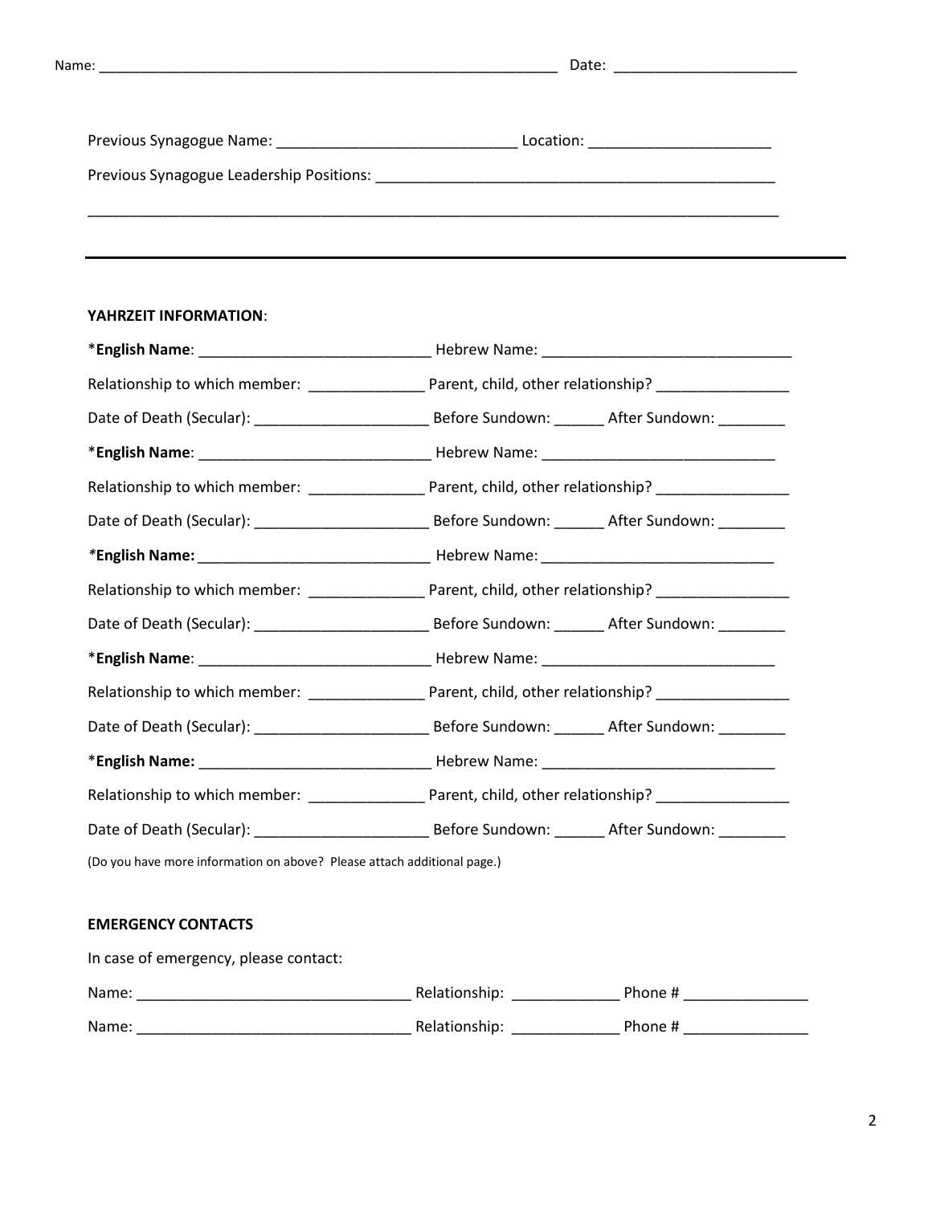Name: ________________________________________________________ Date: ______________________

Previous Synagogue Name: _____________________________ Location: ______________________

Previous Synagogue Leadership Positions: _________________________________________________

______________________________________________________________________________________

---

**YAHRZEIT INFORMATION**:

*__English Name__: ____________________________ Hebrew Name: ______________________________

Relationship to which member: ______________ Parent, child, other relationship? ________________

Date of Death (Secular): _____________________ Before Sundown: ______ After Sundown: ________

*__English Name__: ____________________________ Hebrew Name: ____________________________

Relationship to which member: ______________ Parent, child, other relationship? ________________

Date of Death (Secular): _____________________ Before Sundown: ______ After Sundown: ________

*__English Name:__ ____________________________ Hebrew Name: ____________________________

Relationship to which member: ______________ Parent, child, other relationship? ________________

Date of Death (Secular): _____________________ Before Sundown: ______ After Sundown: ________

*__English Name__: ____________________________ Hebrew Name: ____________________________

Relationship to which member: ______________ Parent, child, other relationship? ________________

Date of Death (Secular): _____________________ Before Sundown: ______ After Sundown: ________

*__English Name:__ ____________________________ Hebrew Name: ____________________________

Relationship to which member: ______________ Parent, child, other relationship? ________________

Date of Death (Secular): _____________________ Before Sundown: ______ After Sundown: ________

(Do you have more information on above? Please attach additional page.)

**EMERGENCY CONTACTS**

In case of emergency, please contact:

Name: _________________________________ Relationship: _____________ Phone # _______________

Name: _________________________________ Relationship: _____________ Phone # _______________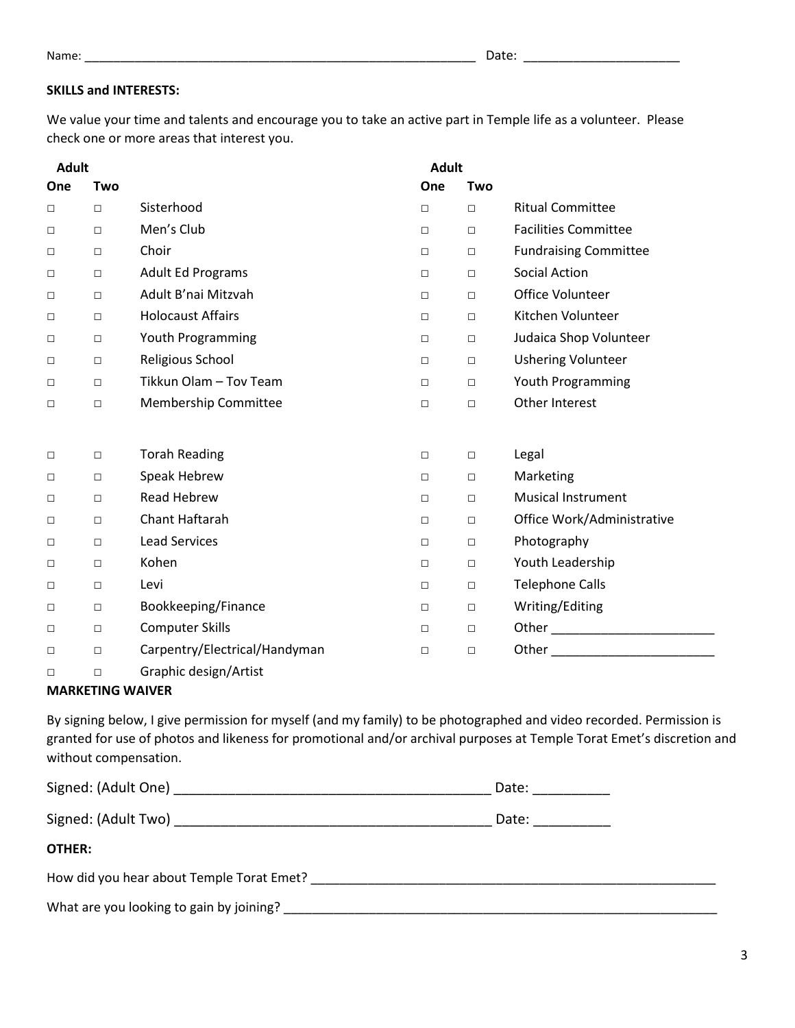Name: ___________________________________________________________ Date: ______________________

**SKILLS and INTERESTS:**

We value your time and talents and encourage you to take an active part in Temple life as a volunteer. Please check one or more areas that interest you.

| Adult One | Adult Two | | Adult One | Adult Two | |
|---|---|---|---|---|---|
| □ | □ | Sisterhood | □ | □ | Ritual Committee |
| □ | □ | Men's Club | □ | □ | Facilities Committee |
| □ | □ | Choir | □ | □ | Fundraising Committee |
| □ | □ | Adult Ed Programs | □ | □ | Social Action |
| □ | □ | Adult B'nai Mitzvah | □ | □ | Office Volunteer |
| □ | □ | Holocaust Affairs | □ | □ | Kitchen Volunteer |
| □ | □ | Youth Programming | □ | □ | Judaica Shop Volunteer |
| □ | □ | Religious School | □ | □ | Ushering Volunteer |
| □ | □ | Tikkun Olam – Tov Team | □ | □ | Youth Programming |
| □ | □ | Membership Committee | □ | □ | Other Interest |

| Adult One | Adult Two | | Adult One | Adult Two | |
|---|---|---|---|---|---|
| □ | □ | Torah Reading | □ | □ | Legal |
| □ | □ | Speak Hebrew | □ | □ | Marketing |
| □ | □ | Read Hebrew | □ | □ | Musical Instrument |
| □ | □ | Chant Haftarah | □ | □ | Office Work/Administrative |
| □ | □ | Lead Services | □ | □ | Photography |
| □ | □ | Kohen | □ | □ | Youth Leadership |
| □ | □ | Levi | □ | □ | Telephone Calls |
| □ | □ | Bookkeeping/Finance | □ | □ | Writing/Editing |
| □ | □ | Computer Skills | □ | □ | Other _______________________ |
| □ | □ | Carpentry/Electrical/Handyman | □ | □ | Other _______________________ |
| □ | □ | Graphic design/Artist | | | |

**MARKETING WAIVER**

By signing below, I give permission for myself (and my family) to be photographed and video recorded. Permission is granted for use of photos and likeness for promotional and/or archival purposes at Temple Torat Emet's discretion and without compensation.

Signed: (Adult One) __________________________________________ Date: __________

Signed: (Adult Two) __________________________________________ Date: __________

**OTHER:**

How did you hear about Temple Torat Emet? ___________________________________________________________

What are you looking to gain by joining? _______________________________________________________________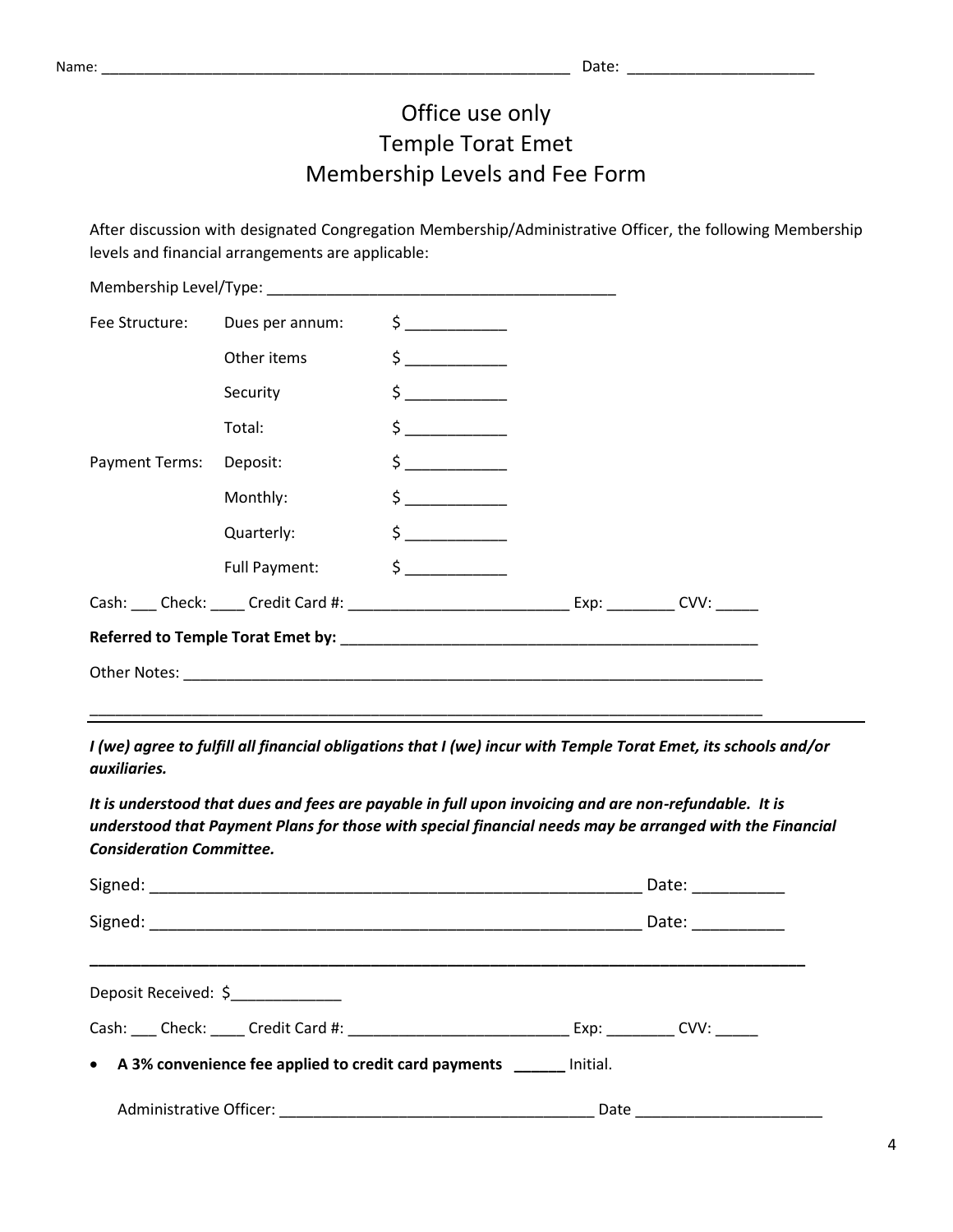Name: ___________________________________________________________ Date: ______________________

# Office use only
# Temple Torat Emet
# Membership Levels and Fee Form

After discussion with designated Congregation Membership/Administrative Officer, the following Membership levels and financial arrangements are applicable:

Membership Level/Type: __________________________________________

| | | |
|---|---|---|
| Fee Structure: | Dues per annum: | $ ____________ |
| | Other items | $ ____________ |
| | Security | $ ____________ |
| | Total: | $ ____________ |
| Payment Terms: | Deposit: | $ ____________ |
| | Monthly: | $ ____________ |
| | Quarterly: | $ ____________ |
| | Full Payment: | $ ____________ |

Cash: ___ Check: ____ Credit Card #: __________________________ Exp: ________ CVV: _____

**Referred to Temple Torat Emet by:** ___________________________________________________

Other Notes: _______________________________________________________________________

___________________________________________________________________________________

***I (we) agree to fulfill all financial obligations that I (we) incur with Temple Torat Emet, its schools and/or auxiliaries.***

***It is understood that dues and fees are payable in full upon invoicing and are non-refundable. It is understood that Payment Plans for those with special financial needs may be arranged with the Financial Consideration Committee.***

Signed: _______________________________________________________ Date: __________

Signed: _______________________________________________________ Date: __________

___________________________________________________________________________________

Deposit Received: $_____________

Cash: ___ Check: ____ Credit Card #: __________________________ Exp: ________ CVV: _____

- **A 3% convenience fee applied to credit card payments** ______ Initial.

Administrative Officer: ____________________________________ Date ______________________